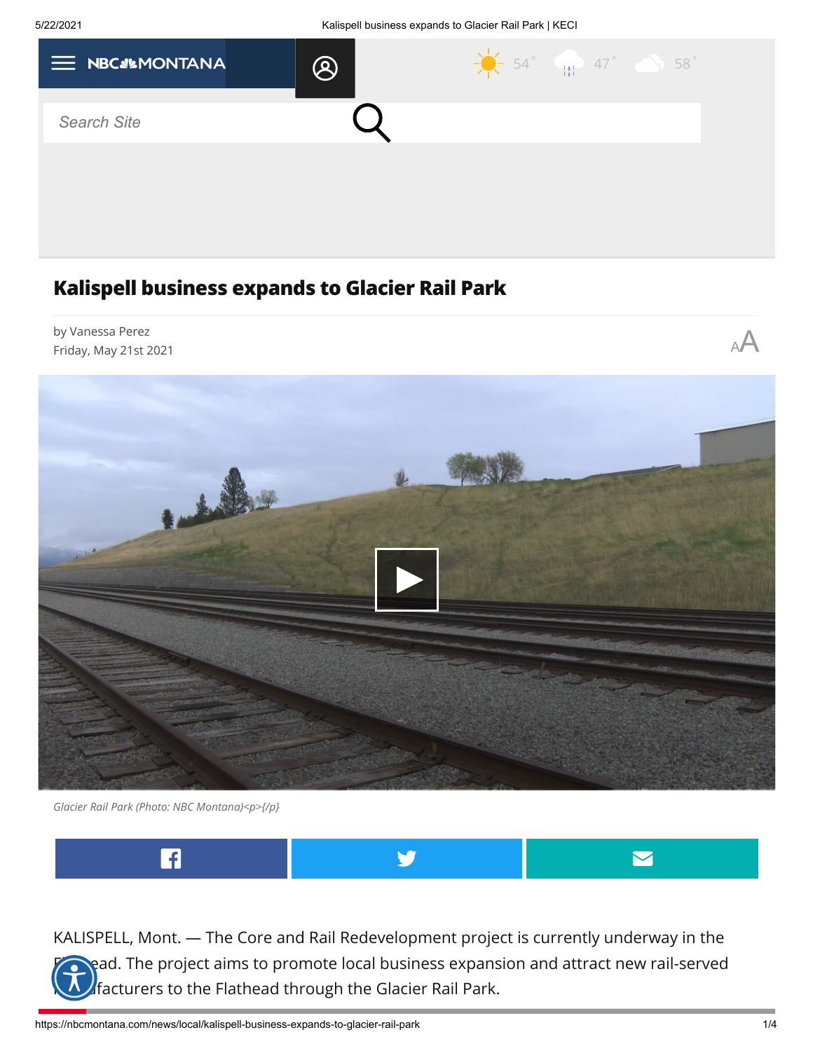# Kalispell business expands to Glacier Rail Park

by Vanessa Perez
Friday, May 21st 2021

*Glacier Rail Park (Photo: NBC Montana)<p>{/p}*

KALISPELL, Mont. — The Core and Rail Redevelopment project is currently underway in the Flathead. The project aims to promote local business expansion and attract new rail-served manufacturers to the Flathead through the Glacier Rail Park.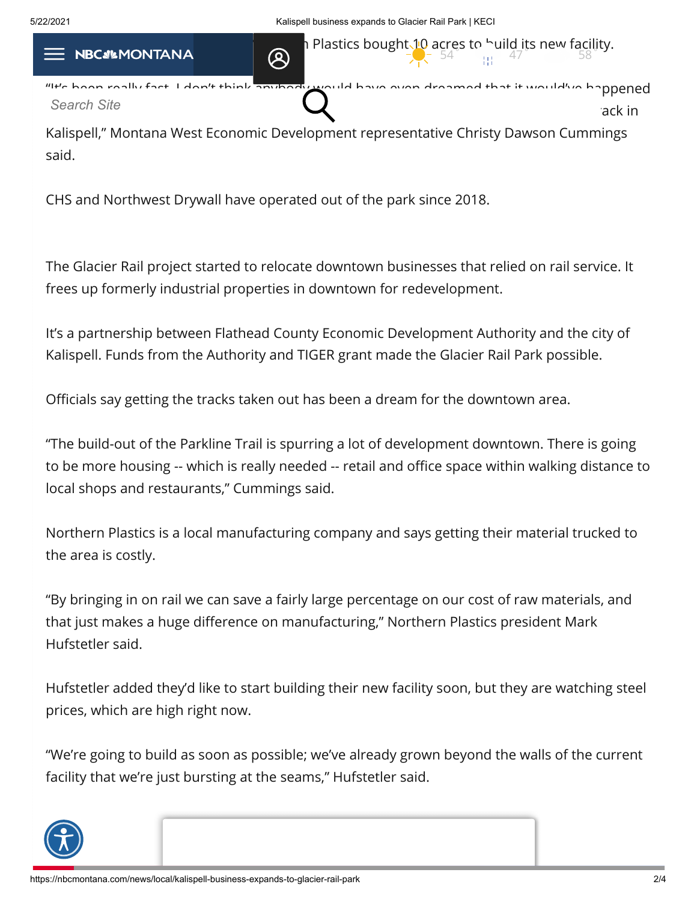...Plastics bought 10 acres to build its new facility.

"It's been really fast. I don't think anybody would have even dreamed that it would've happened ... back in Kalispell," Montana West Economic Development representative Christy Dawson Cummings said.

CHS and Northwest Drywall have operated out of the park since 2018.

The Glacier Rail project started to relocate downtown businesses that relied on rail service. It frees up formerly industrial properties in downtown for redevelopment.

It's a partnership between Flathead County Economic Development Authority and the city of Kalispell. Funds from the Authority and TIGER grant made the Glacier Rail Park possible.

Officials say getting the tracks taken out has been a dream for the downtown area.

"The build-out of the Parkline Trail is spurring a lot of development downtown. There is going to be more housing -- which is really needed -- retail and office space within walking distance to local shops and restaurants," Cummings said.

Northern Plastics is a local manufacturing company and says getting their material trucked to the area is costly.

"By bringing in on rail we can save a fairly large percentage on our cost of raw materials, and that just makes a huge difference on manufacturing," Northern Plastics president Mark Hufstetler said.

Hufstetler added they'd like to start building their new facility soon, but they are watching steel prices, which are high right now.

"We're going to build as soon as possible; we've already grown beyond the walls of the current facility that we're just bursting at the seams," Hufstetler said.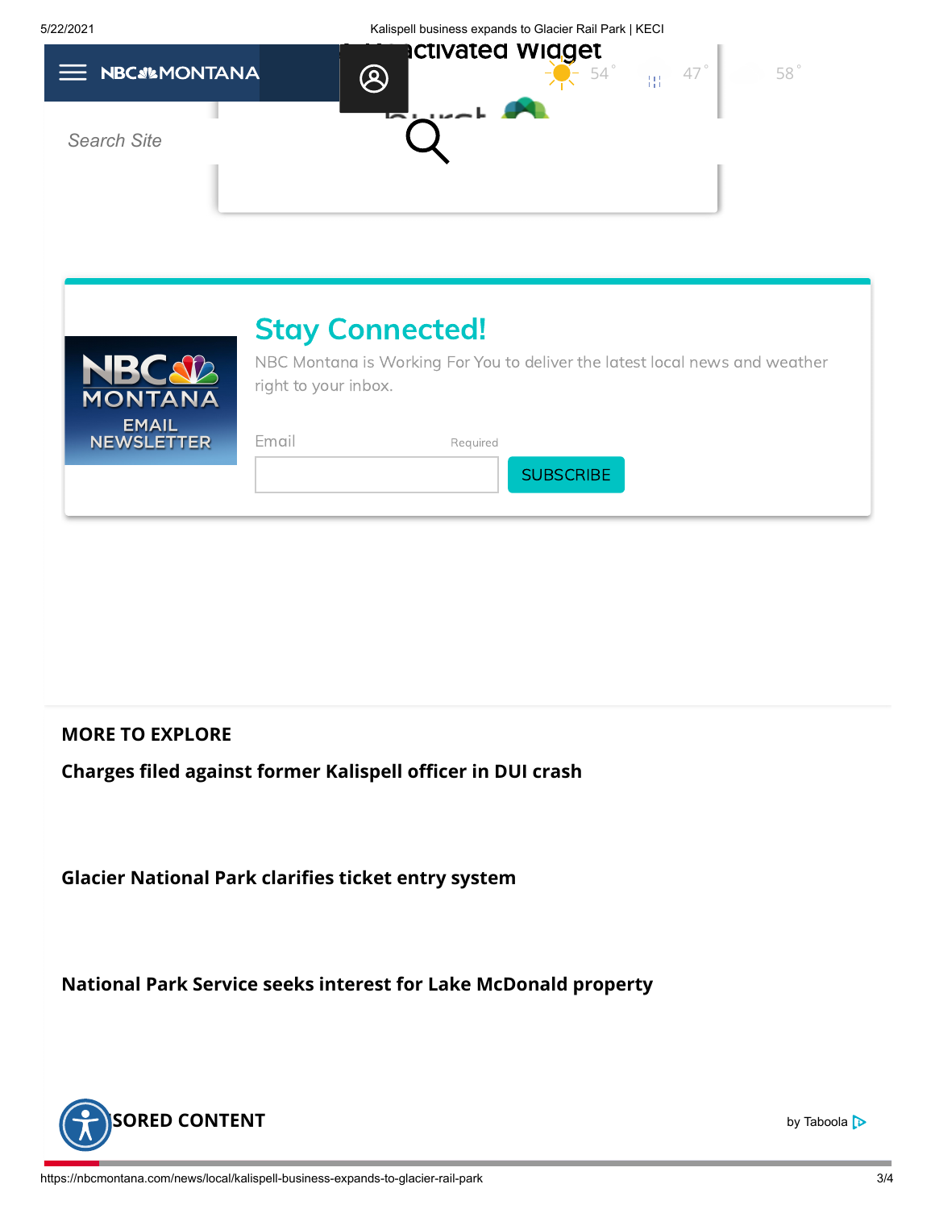NBC MONTANA

Search Site

## Stay Connected!

NBC Montana is Working For You to deliver the latest local news and weather right to your inbox.

Email Required

SUBSCRIBE

### MORE TO EXPLORE

**Charges filed against former Kalispell officer in DUI crash**

**Glacier National Park clarifies ticket entry system**

**National Park Service seeks interest for Lake McDonald property**

**SPONSORED CONTENT**

by Taboola